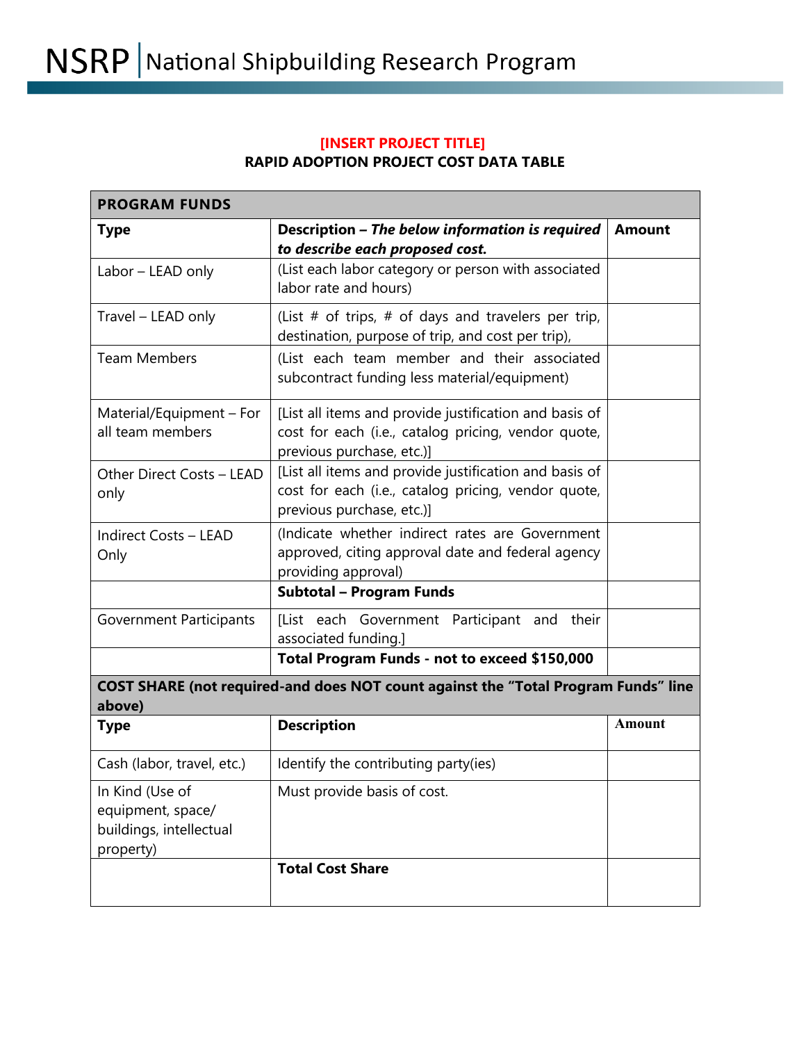**[INSERT PROJECT TITLE]**

**RAPID ADOPTION PROJECT COST DATA TABLE**

| **PROGRAM FUNDS** | | |
|---|---|---|
| **Type** | **Description – *The below information is required to describe each proposed cost.*** | **Amount** |
| Labor – LEAD only | (List each labor category or person with associated labor rate and hours) | |
| Travel – LEAD only | (List # of trips, # of days and travelers per trip, destination, purpose of trip, and cost per trip), | |
| Team Members | (List each team member and their associated subcontract funding less material/equipment) | |
| Material/Equipment – For all team members | [List all items and provide justification and basis of cost for each (i.e., catalog pricing, vendor quote, previous purchase, etc.)] | |
| Other Direct Costs – LEAD only | [List all items and provide justification and basis of cost for each (i.e., catalog pricing, vendor quote, previous purchase, etc.)] | |
| Indirect Costs – LEAD Only | (Indicate whether indirect rates are Government approved, citing approval date and federal agency providing approval) | |
| | **Subtotal – Program Funds** | |
| Government Participants | [List each Government Participant and their associated funding.] | |
| | **Total Program Funds - not to exceed $150,000** | |
| **COST SHARE (not required-and does NOT count against the "Total Program Funds" line above)** | | |
| **Type** | **Description** | **Amount** |
| Cash (labor, travel, etc.) | Identify the contributing party(ies) | |
| In Kind (Use of equipment, space/ buildings, intellectual property) | Must provide basis of cost. | |
| | **Total Cost Share** | |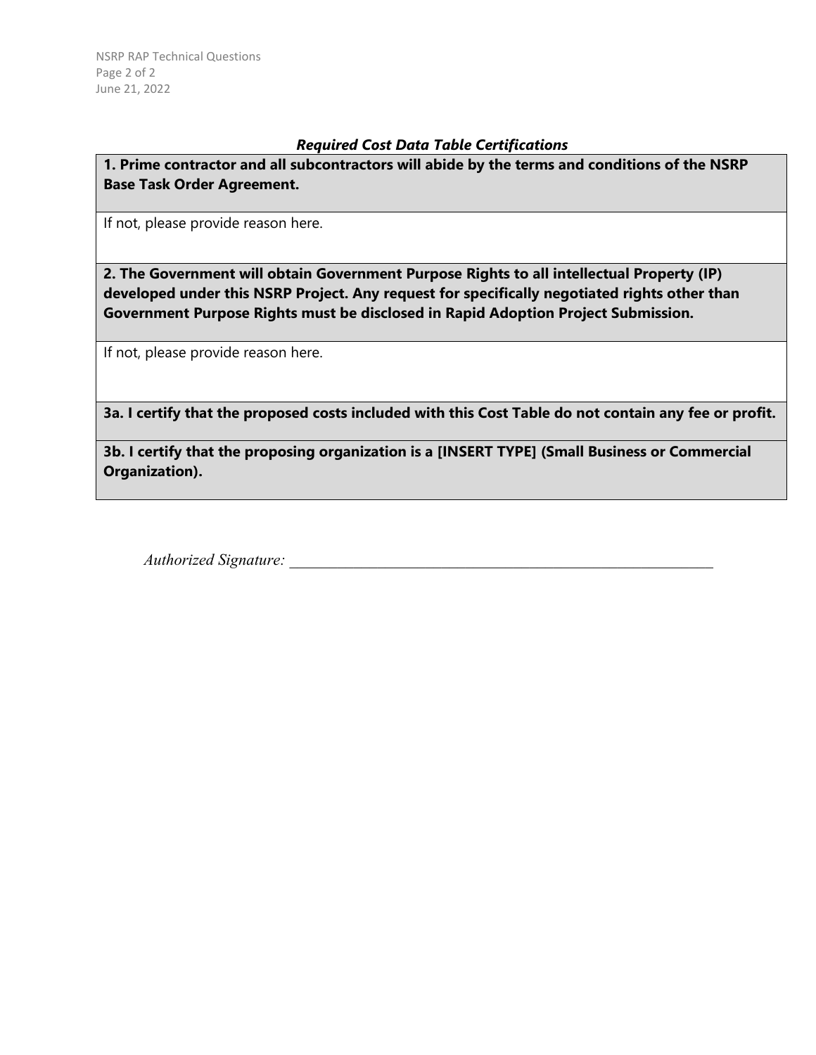***Required Cost Data Table Certifications***

| |
|---|
| **1. Prime contractor and all subcontractors will abide by the terms and conditions of the NSRP Base Task Order Agreement.** |
| If not, please provide reason here. |
| **2. The Government will obtain Government Purpose Rights to all intellectual Property (IP) developed under this NSRP Project. Any request for specifically negotiated rights other than Government Purpose Rights must be disclosed in Rapid Adoption Project Submission.** |
| If not, please provide reason here. |
| **3a. I certify that the proposed costs included with this Cost Table do not contain any fee or profit.** |
| **3b. I certify that the proposing organization is a [INSERT TYPE] (Small Business or Commercial Organization).** |

*Authorized Signature:* ___________________________________________________________